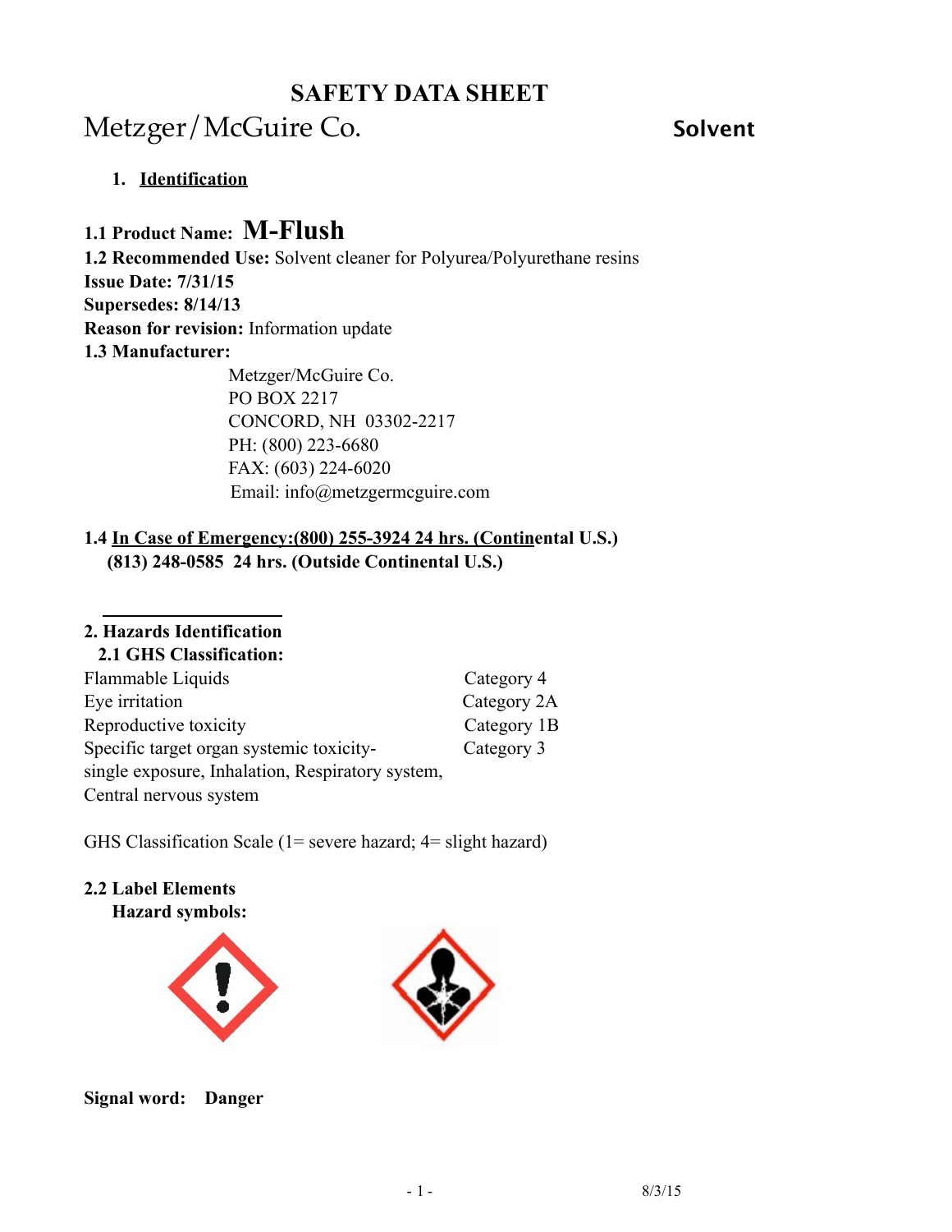# SAFETY DATA SHEET

Metzger/McGuire Co. **Solvent**

## 1. Identification

**1.1 Product Name: M-Flush**

**1.2 Recommended Use:** Solvent cleaner for Polyurea/Polyurethane resins

**Issue Date: 7/31/15**

**Supersedes: 8/14/13**

**Reason for revision:** Information update

**1.3 Manufacturer:**

Metzger/McGuire Co.
PO BOX 2217
CONCORD, NH 03302-2217
PH: (800) 223-6680
FAX: (603) 224-6020
Email: info@metzgermcguire.com

**1.4 In Case of Emergency:(800) 255-3924 24 hrs. (Continental U.S.)**
**(813) 248-0585 24 hrs. (Outside Continental U.S.)**

## 2. Hazards Identification

**2.1 GHS Classification:**

| | |
|---|---|
| Flammable Liquids | Category 4 |
| Eye irritation | Category 2A |
| Reproductive toxicity | Category 1B |
| Specific target organ systemic toxicity- single exposure, Inhalation, Respiratory system, Central nervous system | Category 3 |

GHS Classification Scale (1= severe hazard; 4= slight hazard)

**2.2 Label Elements**

**Hazard symbols:**

**Signal word: Danger**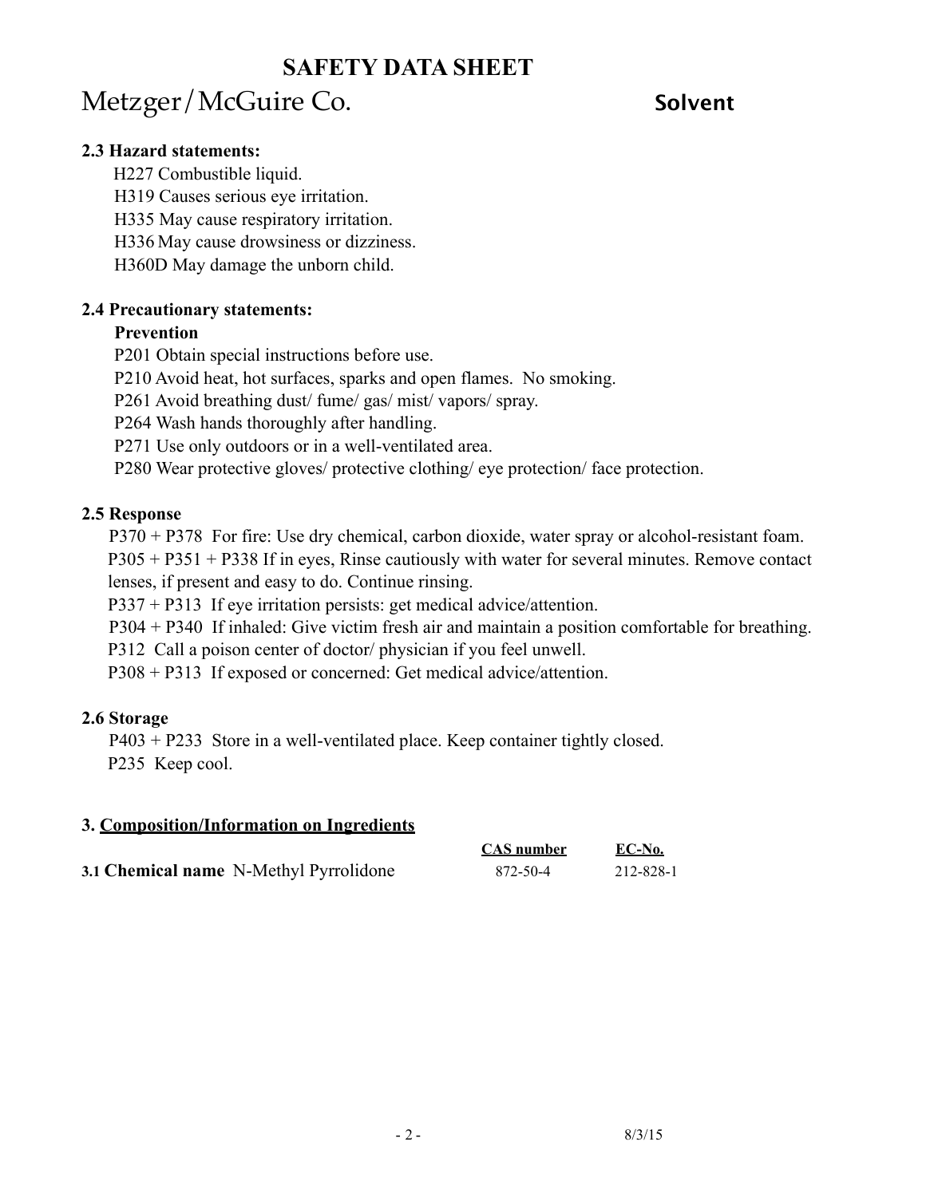# SAFETY DATA SHEET

Metzger/McGuire Co. **Solvent**

**2.3 Hazard statements:**

H227 Combustible liquid.
H319 Causes serious eye irritation.
H335 May cause respiratory irritation.
H336 May cause drowsiness or dizziness.
H360D May damage the unborn child.

**2.4 Precautionary statements:**

**Prevention**

P201 Obtain special instructions before use.
P210 Avoid heat, hot surfaces, sparks and open flames. No smoking.
P261 Avoid breathing dust/ fume/ gas/ mist/ vapors/ spray.
P264 Wash hands thoroughly after handling.
P271 Use only outdoors or in a well-ventilated area.
P280 Wear protective gloves/ protective clothing/ eye protection/ face protection.

**2.5 Response**

P370 + P378 For fire: Use dry chemical, carbon dioxide, water spray or alcohol-resistant foam.
P305 + P351 + P338 If in eyes, Rinse cautiously with water for several minutes. Remove contact lenses, if present and easy to do. Continue rinsing.
P337 + P313 If eye irritation persists: get medical advice/attention.
P304 + P340 If inhaled: Give victim fresh air and maintain a position comfortable for breathing.
P312 Call a poison center of doctor/ physician if you feel unwell.
P308 + P313 If exposed or concerned: Get medical advice/attention.

**2.6 Storage**

P403 + P233 Store in a well-ventilated place. Keep container tightly closed.
P235 Keep cool.

**3. Composition/Information on Ingredients**

| | CAS number | EC-No. |
|---|---|---|
| **3.1 Chemical name** N-Methyl Pyrrolidone | 872-50-4 | 212-828-1 |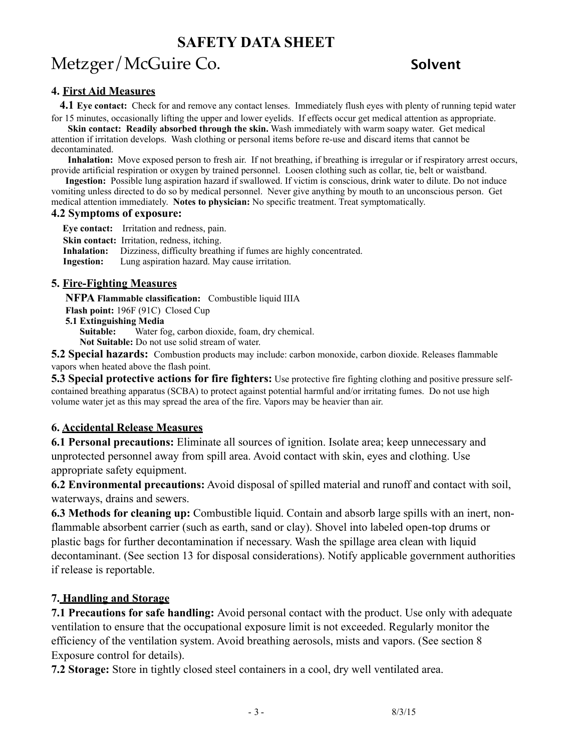# SAFETY DATA SHEET

## Metzger/McGuire Co. **Solvent**

### 4. First Aid Measures

**4.1 Eye contact:** Check for and remove any contact lenses. Immediately flush eyes with plenty of running tepid water for 15 minutes, occasionally lifting the upper and lower eyelids. If effects occur get medical attention as appropriate.

**Skin contact: Readily absorbed through the skin.** Wash immediately with warm soapy water. Get medical attention if irritation develops. Wash clothing or personal items before re-use and discard items that cannot be decontaminated.

**Inhalation:** Move exposed person to fresh air. If not breathing, if breathing is irregular or if respiratory arrest occurs, provide artificial respiration or oxygen by trained personnel. Loosen clothing such as collar, tie, belt or waistband.

**Ingestion:** Possible lung aspiration hazard if swallowed. If victim is conscious, drink water to dilute. Do not induce vomiting unless directed to do so by medical personnel. Never give anything by mouth to an unconscious person. Get medical attention immediately. **Notes to physician:** No specific treatment. Treat symptomatically.

**4.2 Symptoms of exposure:**

**Eye contact:** Irritation and redness, pain.
**Skin contact:** Irritation, redness, itching.
**Inhalation:** Dizziness, difficulty breathing if fumes are highly concentrated.
**Ingestion:** Lung aspiration hazard. May cause irritation.

### 5. Fire-Fighting Measures

**NFPA Flammable classification:** Combustible liquid IIIA
**Flash point:** 196F (91C) Closed Cup

**5.1 Extinguishing Media**
**Suitable:** Water fog, carbon dioxide, foam, dry chemical.
**Not Suitable:** Do not use solid stream of water.

**5.2 Special hazards:** Combustion products may include: carbon monoxide, carbon dioxide. Releases flammable vapors when heated above the flash point.

**5.3 Special protective actions for fire fighters:** Use protective fire fighting clothing and positive pressure self-contained breathing apparatus (SCBA) to protect against potential harmful and/or irritating fumes. Do not use high volume water jet as this may spread the area of the fire. Vapors may be heavier than air.

### 6. Accidental Release Measures

**6.1 Personal precautions:** Eliminate all sources of ignition. Isolate area; keep unnecessary and unprotected personnel away from spill area. Avoid contact with skin, eyes and clothing. Use appropriate safety equipment.

**6.2 Environmental precautions:** Avoid disposal of spilled material and runoff and contact with soil, waterways, drains and sewers.

**6.3 Methods for cleaning up:** Combustible liquid. Contain and absorb large spills with an inert, non-flammable absorbent carrier (such as earth, sand or clay). Shovel into labeled open-top drums or plastic bags for further decontamination if necessary. Wash the spillage area clean with liquid decontaminant. (See section 13 for disposal considerations). Notify applicable government authorities if release is reportable.

### 7. Handling and Storage

**7.1 Precautions for safe handling:** Avoid personal contact with the product. Use only with adequate ventilation to ensure that the occupational exposure limit is not exceeded. Regularly monitor the efficiency of the ventilation system. Avoid breathing aerosols, mists and vapors. (See section 8 Exposure control for details).

**7.2 Storage:** Store in tightly closed steel containers in a cool, dry well ventilated area.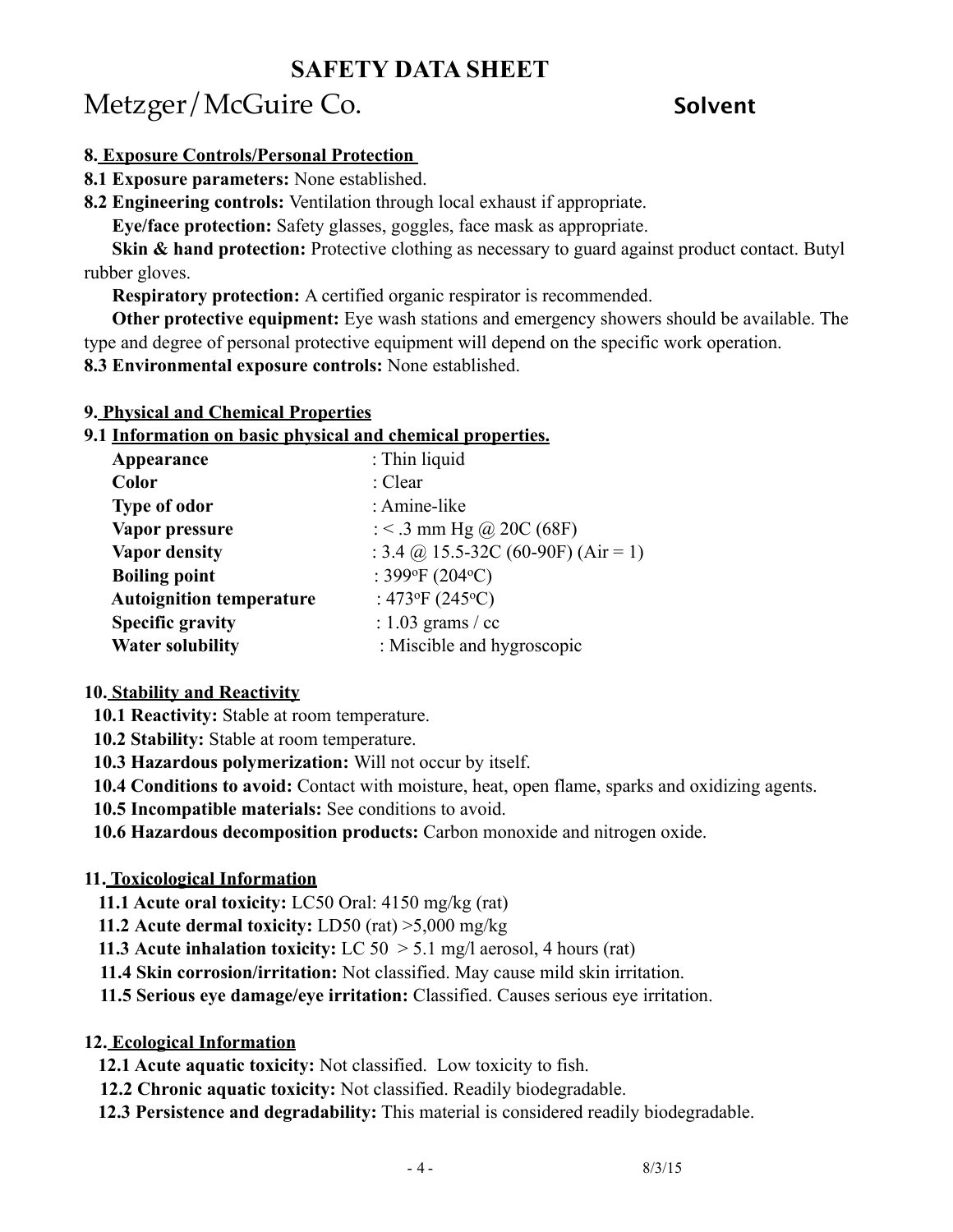# SAFETY DATA SHEET

Metzger/McGuire Co. **Solvent**

## 8. Exposure Controls/Personal Protection

**8.1 Exposure parameters:** None established.

**8.2 Engineering controls:** Ventilation through local exhaust if appropriate.

**Eye/face protection:** Safety glasses, goggles, face mask as appropriate.

**Skin & hand protection:** Protective clothing as necessary to guard against product contact. Butyl rubber gloves.

**Respiratory protection:** A certified organic respirator is recommended.

**Other protective equipment:** Eye wash stations and emergency showers should be available. The type and degree of personal protective equipment will depend on the specific work operation.

**8.3 Environmental exposure controls:** None established.

## 9. Physical and Chemical Properties

### 9.1 Information on basic physical and chemical properties.

| Property | Value |
|---|---|
| **Appearance** | : Thin liquid |
| **Color** | : Clear |
| **Type of odor** | : Amine-like |
| **Vapor pressure** | : < .3 mm Hg @ 20C (68F) |
| **Vapor density** | : 3.4 @ 15.5-32C (60-90F) (Air = 1) |
| **Boiling point** | : 399°F (204°C) |
| **Autoignition temperature** | : 473°F (245°C) |
| **Specific gravity** | : 1.03 grams / cc |
| **Water solubility** | : Miscible and hygroscopic |

## 10. Stability and Reactivity

**10.1 Reactivity:** Stable at room temperature.

**10.2 Stability:** Stable at room temperature.

**10.3 Hazardous polymerization:** Will not occur by itself.

**10.4 Conditions to avoid:** Contact with moisture, heat, open flame, sparks and oxidizing agents.

**10.5 Incompatible materials:** See conditions to avoid.

**10.6 Hazardous decomposition products:** Carbon monoxide and nitrogen oxide.

## 11. Toxicological Information

**11.1 Acute oral toxicity:** LC50 Oral: 4150 mg/kg (rat)

**11.2 Acute dermal toxicity:** LD50 (rat) >5,000 mg/kg

**11.3 Acute inhalation toxicity:** LC 50 > 5.1 mg/l aerosol, 4 hours (rat)

**11.4 Skin corrosion/irritation:** Not classified. May cause mild skin irritation.

**11.5 Serious eye damage/eye irritation:** Classified. Causes serious eye irritation.

## 12. Ecological Information

**12.1 Acute aquatic toxicity:** Not classified. Low toxicity to fish.

**12.2 Chronic aquatic toxicity:** Not classified. Readily biodegradable.

**12.3 Persistence and degradability:** This material is considered readily biodegradable.

8/3/15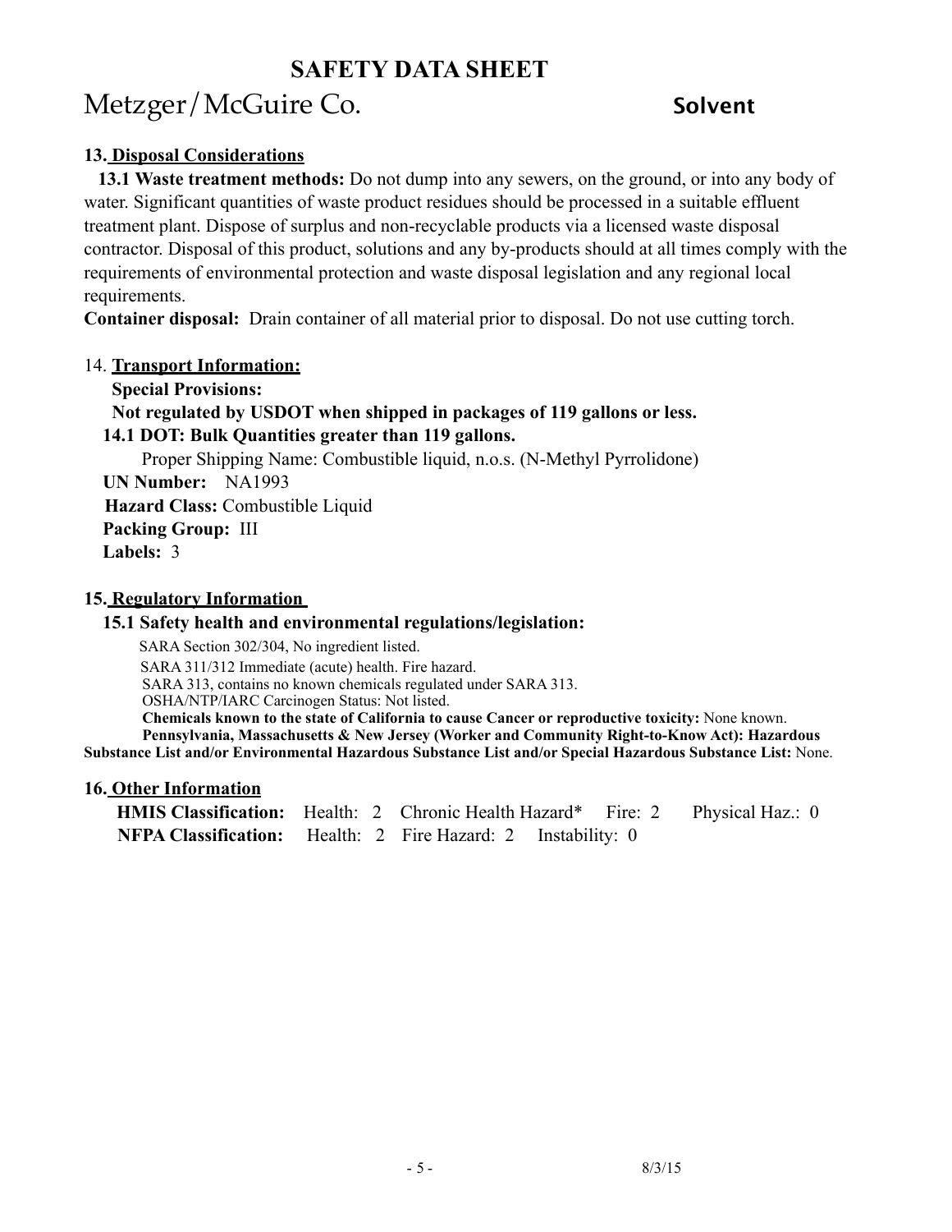## 13. Disposal Considerations

**13.1 Waste treatment methods:** Do not dump into any sewers, on the ground, or into any body of water. Significant quantities of waste product residues should be processed in a suitable effluent treatment plant. Dispose of surplus and non-recyclable products via a licensed waste disposal contractor. Disposal of this product, solutions and any by-products should at all times comply with the requirements of environmental protection and waste disposal legislation and any regional local requirements.

**Container disposal:** Drain container of all material prior to disposal. Do not use cutting torch.

## 14. Transport Information:

**Special Provisions:**

**Not regulated by USDOT when shipped in packages of 119 gallons or less.**

**14.1 DOT: Bulk Quantities greater than 119 gallons.**

Proper Shipping Name: Combustible liquid, n.o.s. (N-Methyl Pyrrolidone)

**UN Number:** NA1993

**Hazard Class:** Combustible Liquid

**Packing Group:** III

**Labels:** 3

## 15. Regulatory Information

**15.1 Safety health and environmental regulations/legislation:**

SARA Section 302/304, No ingredient listed.

SARA 311/312 Immediate (acute) health. Fire hazard.

SARA 313, contains no known chemicals regulated under SARA 313.

OSHA/NTP/IARC Carcinogen Status: Not listed.

**Chemicals known to the state of California to cause Cancer or reproductive toxicity:** None known.

**Pennsylvania, Massachusetts & New Jersey (Worker and Community Right-to-Know Act): Hazardous Substance List and/or Environmental Hazardous Substance List and/or Special Hazardous Substance List:** None.

## 16. Other Information

**HMIS Classification:** Health: 2 Chronic Health Hazard* Fire: 2 Physical Haz.: 0

**NFPA Classification:** Health: 2 Fire Hazard: 2 Instability: 0